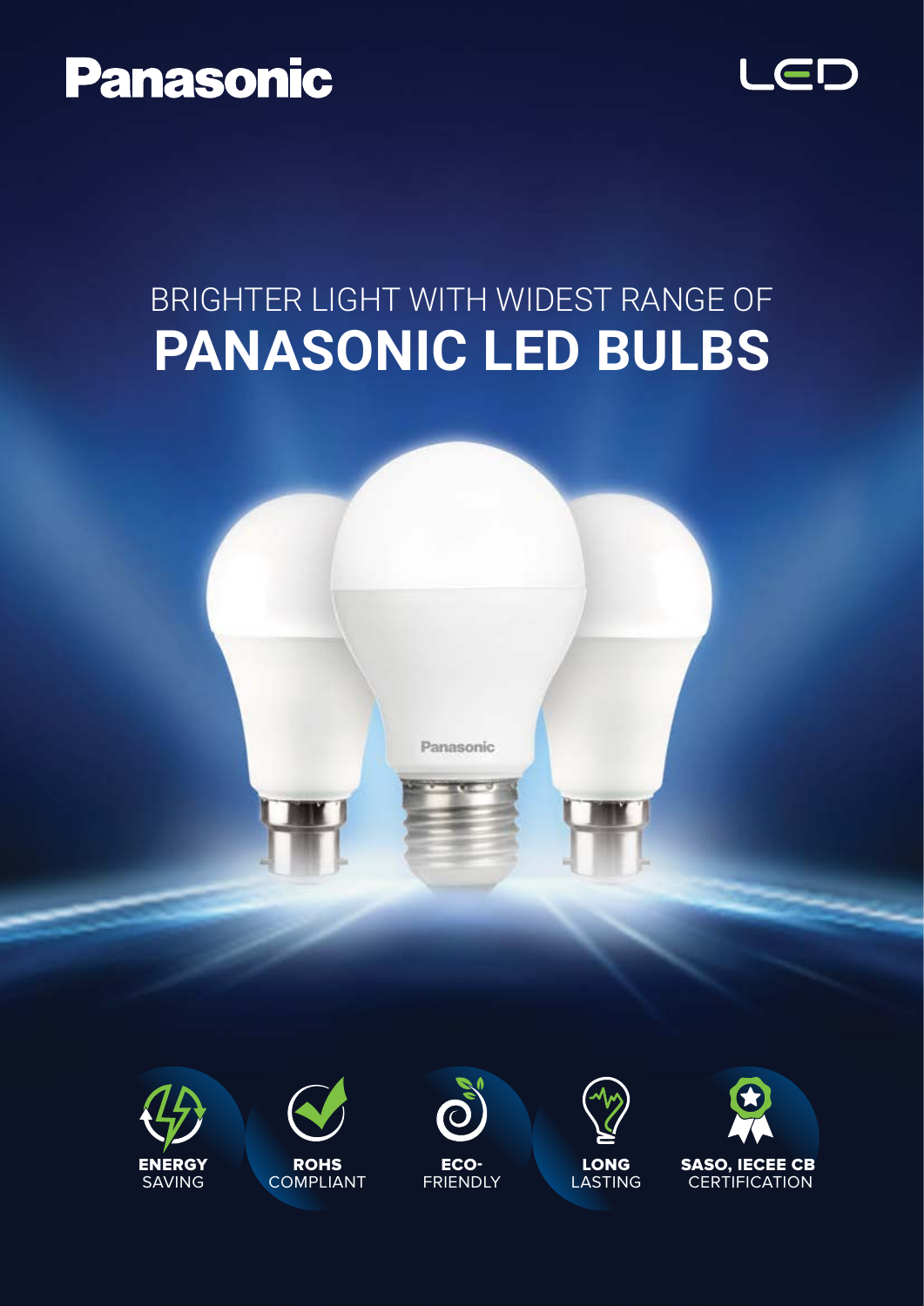Panasonic

LED

BRIGHTER LIGHT WITH WIDEST RANGE OF

# PANASONIC LED BULBS

**ENERGY** SAVING

**ROHS** COMPLIANT

**ECO-** FRIENDLY

**LONG** LASTING

**SASO, IECEE CB** CERTIFICATION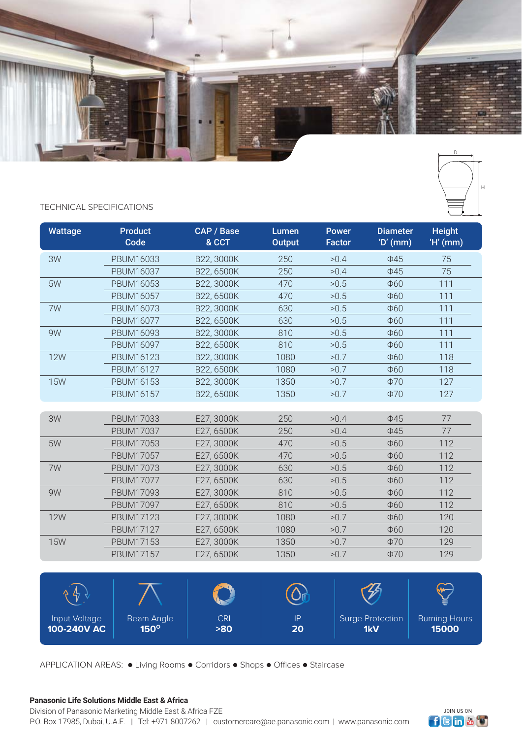TECHNICAL SPECIFICATIONS

| Wattage | Product Code | CAP / Base & CCT | Lumen Output | Power Factor | Diameter 'D' (mm) | Height 'H' (mm) |
|---|---|---|---|---|---|---|
| 3W | PBUM16033 | B22, 3000K | 250 | >0.4 | Φ45 | 75 |
| | PBUM16037 | B22, 6500K | 250 | >0.4 | Φ45 | 75 |
| 5W | PBUM16053 | B22, 3000K | 470 | >0.5 | Φ60 | 111 |
| | PBUM16057 | B22, 6500K | 470 | >0.5 | Φ60 | 111 |
| 7W | PBUM16073 | B22, 3000K | 630 | >0.5 | Φ60 | 111 |
| | PBUM16077 | B22, 6500K | 630 | >0.5 | Φ60 | 111 |
| 9W | PBUM16093 | B22, 3000K | 810 | >0.5 | Φ60 | 111 |
| | PBUM16097 | B22, 6500K | 810 | >0.5 | Φ60 | 111 |
| 12W | PBUM16123 | B22, 3000K | 1080 | >0.7 | Φ60 | 118 |
| | PBUM16127 | B22, 6500K | 1080 | >0.7 | Φ60 | 118 |
| 15W | PBUM16153 | B22, 3000K | 1350 | >0.7 | Φ70 | 127 |
| | PBUM16157 | B22, 6500K | 1350 | >0.7 | Φ70 | 127 |
| 3W | PBUM17033 | E27, 3000K | 250 | >0.4 | Φ45 | 77 |
| | PBUM17037 | E27, 6500K | 250 | >0.4 | Φ45 | 77 |
| 5W | PBUM17053 | E27, 3000K | 470 | >0.5 | Φ60 | 112 |
| | PBUM17057 | E27, 6500K | 470 | >0.5 | Φ60 | 112 |
| 7W | PBUM17073 | E27, 3000K | 630 | >0.5 | Φ60 | 112 |
| | PBUM17077 | E27, 6500K | 630 | >0.5 | Φ60 | 112 |
| 9W | PBUM17093 | E27, 3000K | 810 | >0.5 | Φ60 | 112 |
| | PBUM17097 | E27, 6500K | 810 | >0.5 | Φ60 | 112 |
| 12W | PBUM17123 | E27, 3000K | 1080 | >0.7 | Φ60 | 120 |
| | PBUM17127 | E27, 6500K | 1080 | >0.7 | Φ60 | 120 |
| 15W | PBUM17153 | E27, 3000K | 1350 | >0.7 | Φ70 | 129 |
| | PBUM17157 | E27, 6500K | 1350 | >0.7 | Φ70 | 129 |

| Input Voltage | Beam Angle | CRI | IP | Surge Protection | Burning Hours |
|---|---|---|---|---|---|
| **100-240V AC** | **150°** | **>80** | **20** | **1kV** | **15000** |

APPLICATION AREAS: • Living Rooms • Corridors • Shops • Offices • Staircase

**Panasonic Life Solutions Middle East & Africa**
Division of Panasonic Marketing Middle East & Africa FZE
P.O. Box 17985, Dubai, U.A.E. | Tel: +971 8007262 | customercare@ae.panasonic.com | www.panasonic.com

JOIN US ON